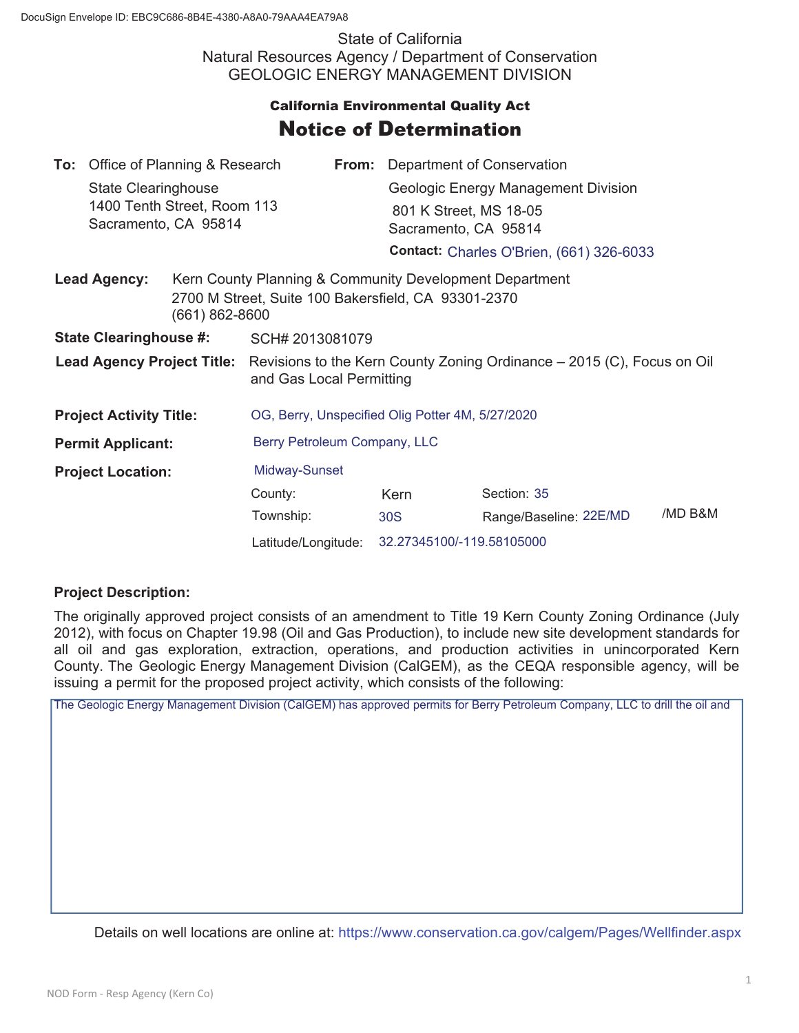DocuSign Envelope ID: EBC9C686-8B4E-4380-A8A0-79AAA4EA79A8

State of California
Natural Resources Agency / Department of Conservation
GEOLOGIC ENERGY MANAGEMENT DIVISION

**California Environmental Quality Act**

# Notice of Determination

**To:** Office of Planning & Research
State Clearinghouse
1400 Tenth Street, Room 113
Sacramento, CA 95814

**From:** Department of Conservation
Geologic Energy Management Division
801 K Street, MS 18-05
Sacramento, CA 95814
**Contact:** Charles O'Brien, (661) 326-6033

**Lead Agency:** Kern County Planning & Community Development Department
2700 M Street, Suite 100 Bakersfield, CA 93301-2370
(661) 862-8600

**State Clearinghouse #:** SCH# 2013081079

**Lead Agency Project Title:** Revisions to the Kern County Zoning Ordinance – 2015 (C), Focus on Oil and Gas Local Permitting

**Project Activity Title:** OG, Berry, Unspecified Olig Potter 4M, 5/27/2020

**Permit Applicant:** Berry Petroleum Company, LLC

**Project Location:** Midway-Sunset

County: Kern
Section: 35
Township: 30S
Range/Baseline: 22E/MD /MD B&M
Latitude/Longitude: 32.27345100/-119.58105000

**Project Description:**

The originally approved project consists of an amendment to Title 19 Kern County Zoning Ordinance (July 2012), with focus on Chapter 19.98 (Oil and Gas Production), to include new site development standards for all oil and gas exploration, extraction, operations, and production activities in unincorporated Kern County. The Geologic Energy Management Division (CalGEM), as the CEQA responsible agency, will be issuing a permit for the proposed project activity, which consists of the following:

The Geologic Energy Management Division (CalGEM) has approved permits for Berry Petroleum Company, LLC to drill the oil and

Details on well locations are online at: https://www.conservation.ca.gov/calgem/Pages/Wellfinder.aspx

NOD Form - Resp Agency (Kern Co)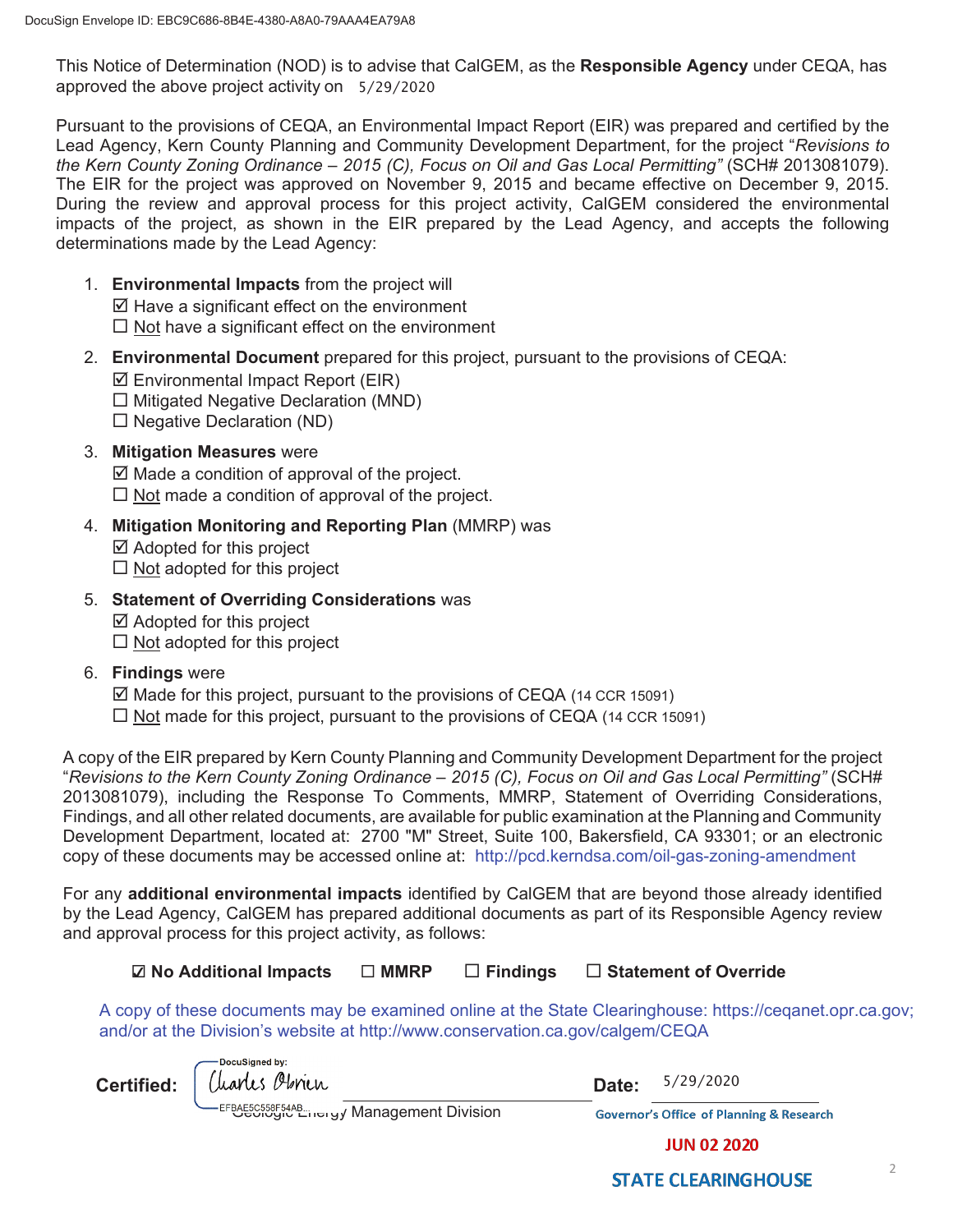This Notice of Determination (NOD) is to advise that CalGEM, as the **Responsible Agency** under CEQA, has approved the above project activity on 5/29/2020

Pursuant to the provisions of CEQA, an Environmental Impact Report (EIR) was prepared and certified by the Lead Agency, Kern County Planning and Community Development Department, for the project "*Revisions to the Kern County Zoning Ordinance – 2015 (C), Focus on Oil and Gas Local Permitting"* (SCH# 2013081079). The EIR for the project was approved on November 9, 2015 and became effective on December 9, 2015. During the review and approval process for this project activity, CalGEM considered the environmental impacts of the project, as shown in the EIR prepared by the Lead Agency, and accepts the following determinations made by the Lead Agency:

1. **Environmental Impacts** from the project will
   - ☑ Have a significant effect on the environment
   - ☐ Not have a significant effect on the environment
2. **Environmental Document** prepared for this project, pursuant to the provisions of CEQA:
   - ☑ Environmental Impact Report (EIR)
   - ☐ Mitigated Negative Declaration (MND)
   - ☐ Negative Declaration (ND)
3. **Mitigation Measures** were
   - ☑ Made a condition of approval of the project.
   - ☐ Not made a condition of approval of the project.
4. **Mitigation Monitoring and Reporting Plan** (MMRP) was
   - ☑ Adopted for this project
   - ☐ Not adopted for this project
5. **Statement of Overriding Considerations** was
   - ☑ Adopted for this project
   - ☐ Not adopted for this project
6. **Findings** were
   - ☑ Made for this project, pursuant to the provisions of CEQA (14 CCR 15091)
   - ☐ Not made for this project, pursuant to the provisions of CEQA (14 CCR 15091)

A copy of the EIR prepared by Kern County Planning and Community Development Department for the project "*Revisions to the Kern County Zoning Ordinance – 2015 (C), Focus on Oil and Gas Local Permitting"* (SCH# 2013081079), including the Response To Comments, MMRP, Statement of Overriding Considerations, Findings, and all other related documents, are available for public examination at the Planning and Community Development Department, located at: 2700 "M" Street, Suite 100, Bakersfield, CA 93301; or an electronic copy of these documents may be accessed online at: http://pcd.kerndsa.com/oil-gas-zoning-amendment

For any **additional environmental impacts** identified by CalGEM that are beyond those already identified by the Lead Agency, CalGEM has prepared additional documents as part of its Responsible Agency review and approval process for this project activity, as follows:

☑ **No Additional Impacts** ☐ **MMRP** ☐ **Findings** ☐ **Statement of Override**

A copy of these documents may be examined online at the State Clearinghouse: https://ceqanet.opr.ca.gov; and/or at the Division's website at http://www.conservation.ca.gov/calgem/CEQA

**Certified:** DocuSigned by: Charles Obrien EFBAE5C558F54AB... Geologic Energy Management Division

**Date:** 5/29/2020

Governor's Office of Planning & Research

JUN 02 2020

STATE CLEARINGHOUSE